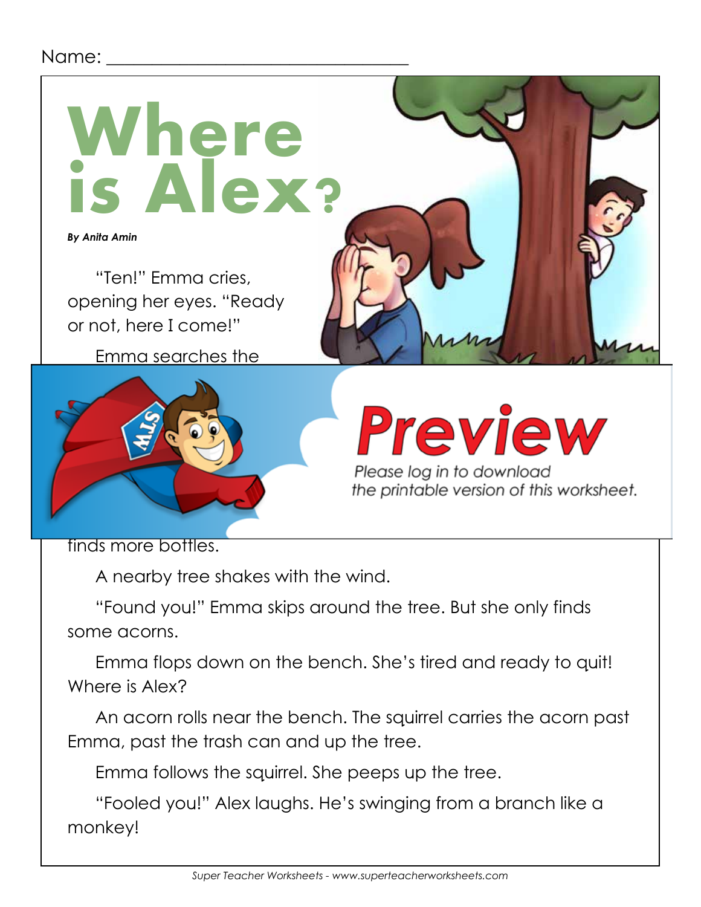Name: ___________________________

# Where is Alex?

***By Anita Amin***

"Ten!" Emma cries, opening her eyes. "Ready or not, here I come!"

Emma searches the

**Preview**

*Please log in to download the printable version of this worksheet.*

finds more bottles.

A nearby tree shakes with the wind.

"Found you!" Emma skips around the tree. But she only finds some acorns.

Emma flops down on the bench. She's tired and ready to quit! Where is Alex?

An acorn rolls near the bench. The squirrel carries the acorn past Emma, past the trash can and up the tree.

Emma follows the squirrel. She peeps up the tree.

"Fooled you!" Alex laughs. He's swinging from a branch like a monkey!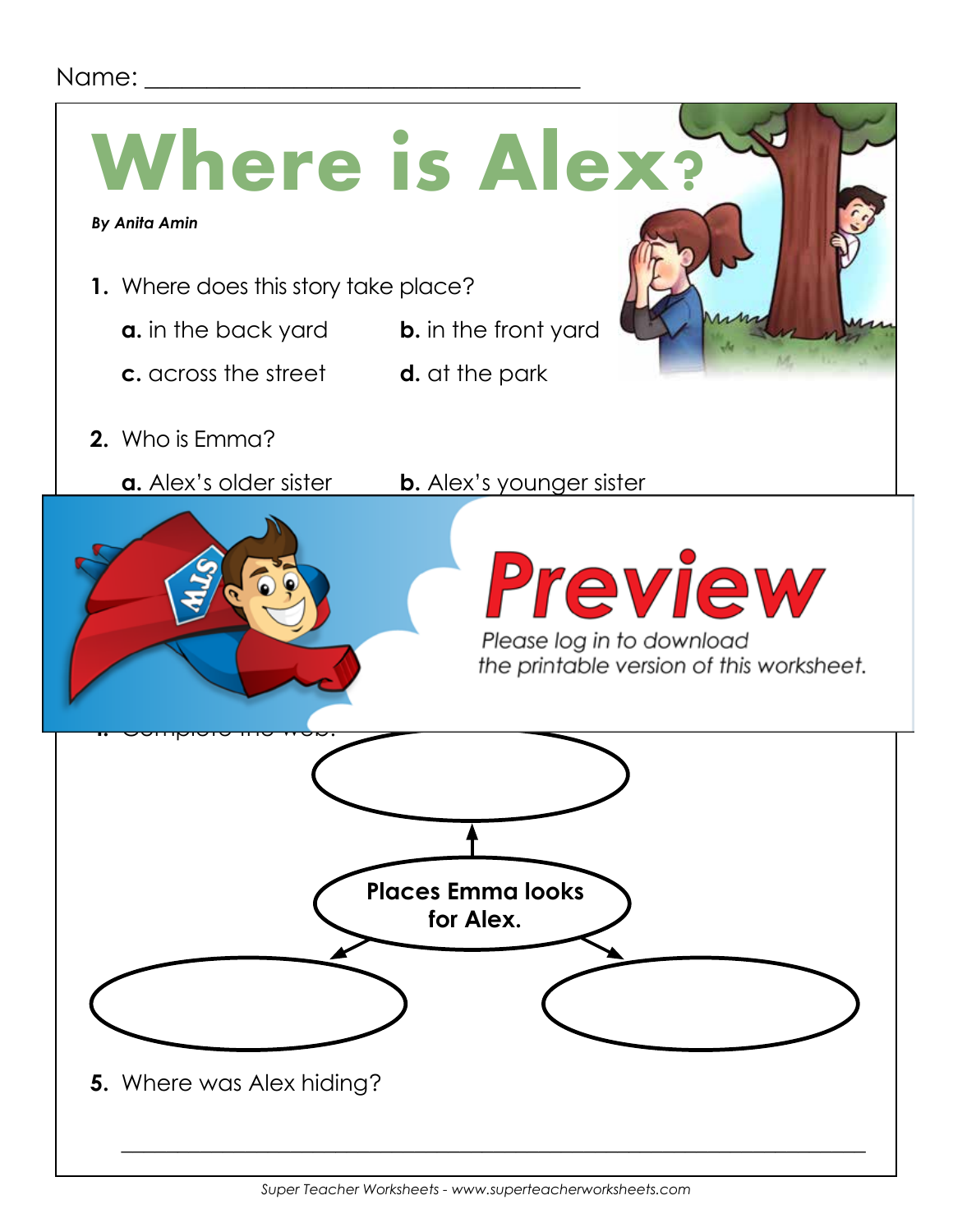Name: ___________________________________

# Where is Alex?

***By Anita Amin***

**1.** Where does this story take place?

**a.** in the back yard **b.** in the front yard

**c.** across the street **d.** at the park

**2.** Who is Emma?

**a.** Alex's older sister **b.** Alex's younger sister

**Preview**

Please log in to download the printable version of this worksheet.

**4.** Complete the web.

**Places Emma looks for Alex.**

**5.** Where was Alex hiding?

___________________________________________________________________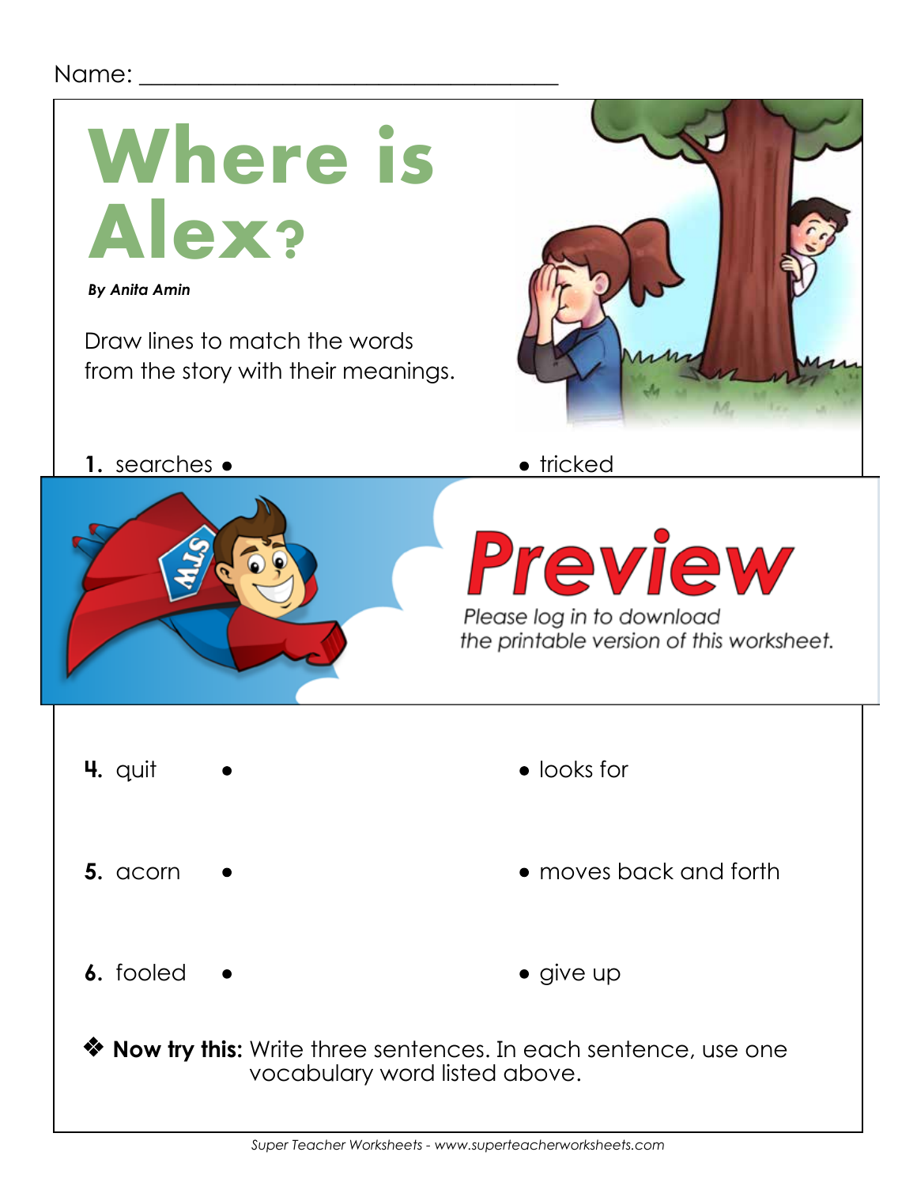Name: ___________________________________

# Where is Alex?

***By Anita Amin***

Draw lines to match the words from the story with their meanings.

| | |
|---|---|
| **1.** searches • | • tricked |
| **4.** quit • | • looks for |
| **5.** acorn • | • moves back and forth |
| **6.** fooled • | • give up |

Preview

Please log in to download the printable version of this worksheet.

❖ **Now try this:** Write three sentences. In each sentence, use one vocabulary word listed above.

*Super Teacher Worksheets - www.superteacherworksheets.com*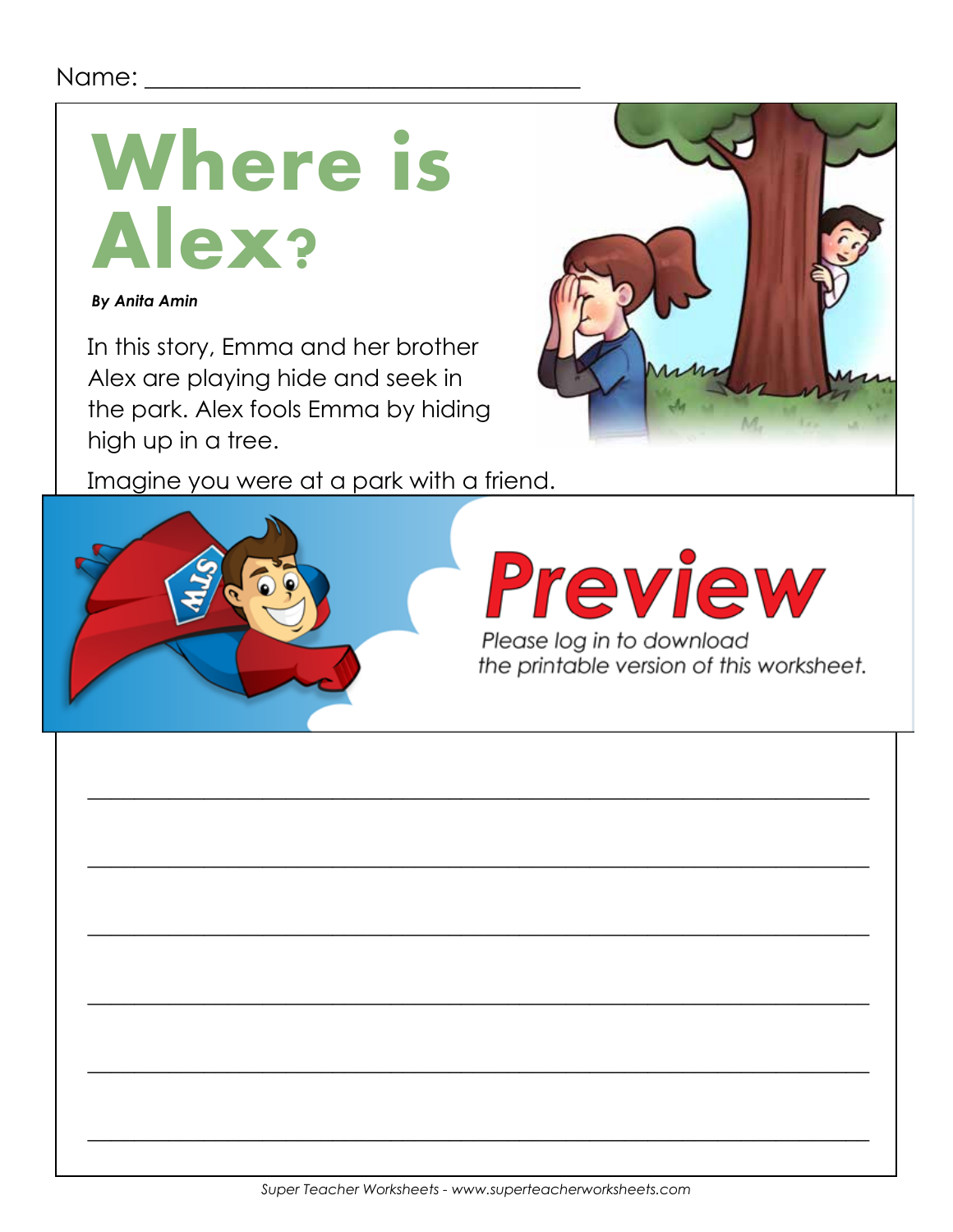Name: ______________________________

# Where is Alex?

***By Anita Amin***

In this story, Emma and her brother Alex are playing hide and seek in the park. Alex fools Emma by hiding high up in a tree.

Imagine you were at a park with a friend.

Preview

Please log in to download the printable version of this worksheet.

______________________________________________________________

______________________________________________________________

______________________________________________________________

______________________________________________________________

______________________________________________________________

______________________________________________________________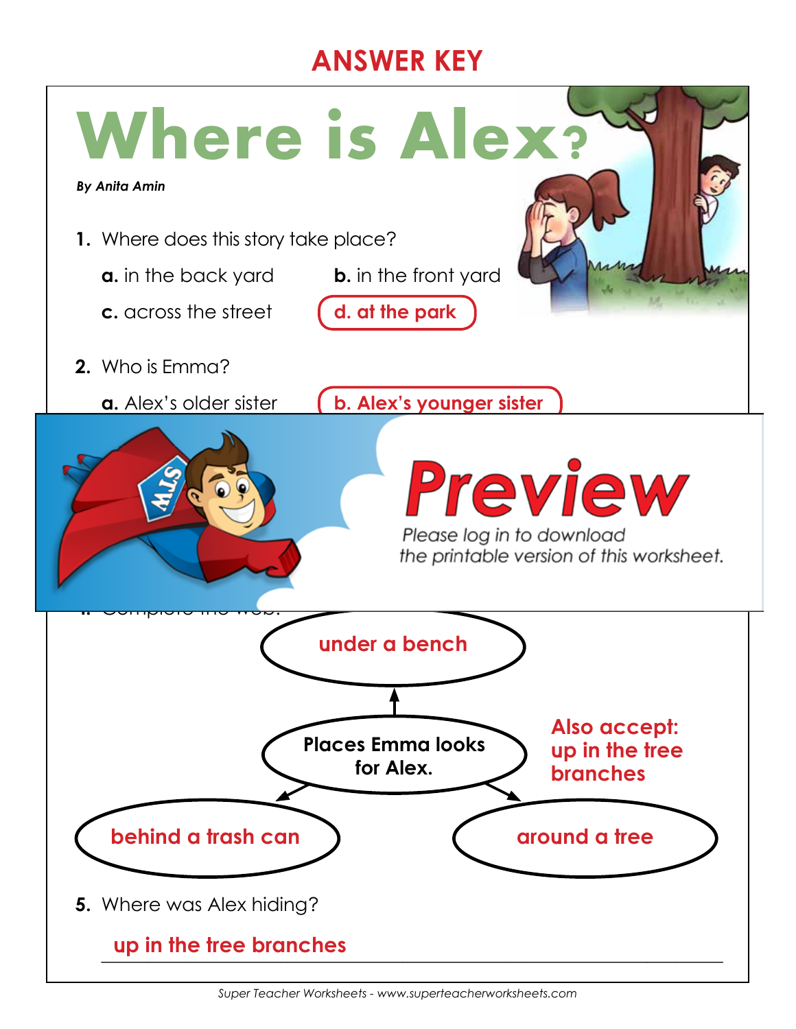# ANSWER KEY

# Where is Alex?

***By Anita Amin***

1. Where does this story take place?

   **a.** in the back yard    **b.** in the front yard

   **c.** across the street    **d. at the park**

2. Who is Emma?

   **a.** Alex's older sister    **b. Alex's younger sister**

# Preview

*Please log in to download the printable version of this worksheet.*

4. Complete the web.

**Places Emma looks for Alex.**

- **under a bench**
- **behind a trash can**
- **around a tree**

**Also accept: up in the tree branches**

5. Where was Alex hiding?

   **up in the tree branches**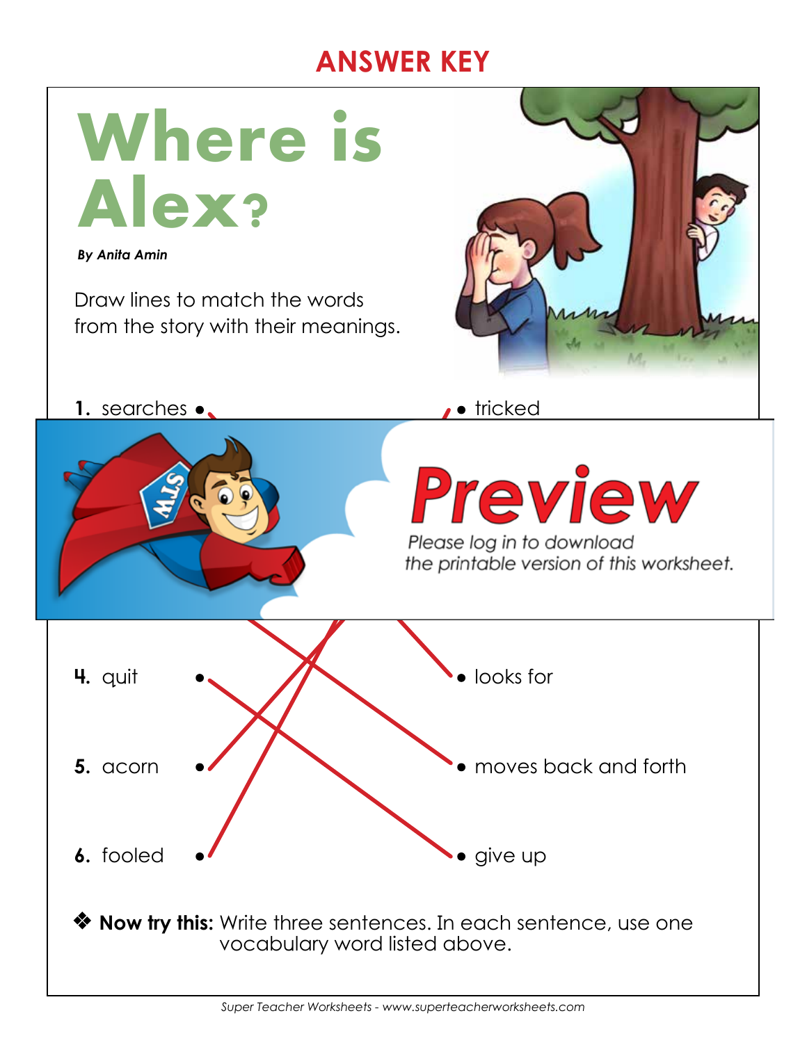**ANSWER KEY**

# Where is Alex?

***By Anita Amin***

Draw lines to match the words from the story with their meanings.

1. searches • • tricked

Preview

Please log in to download the printable version of this worksheet.

4. quit • • looks for

5. acorn • • moves back and forth

6. fooled • • give up

❖ **Now try this:** Write three sentences. In each sentence, use one vocabulary word listed above.

*Super Teacher Worksheets - www.superteacherworksheets.com*